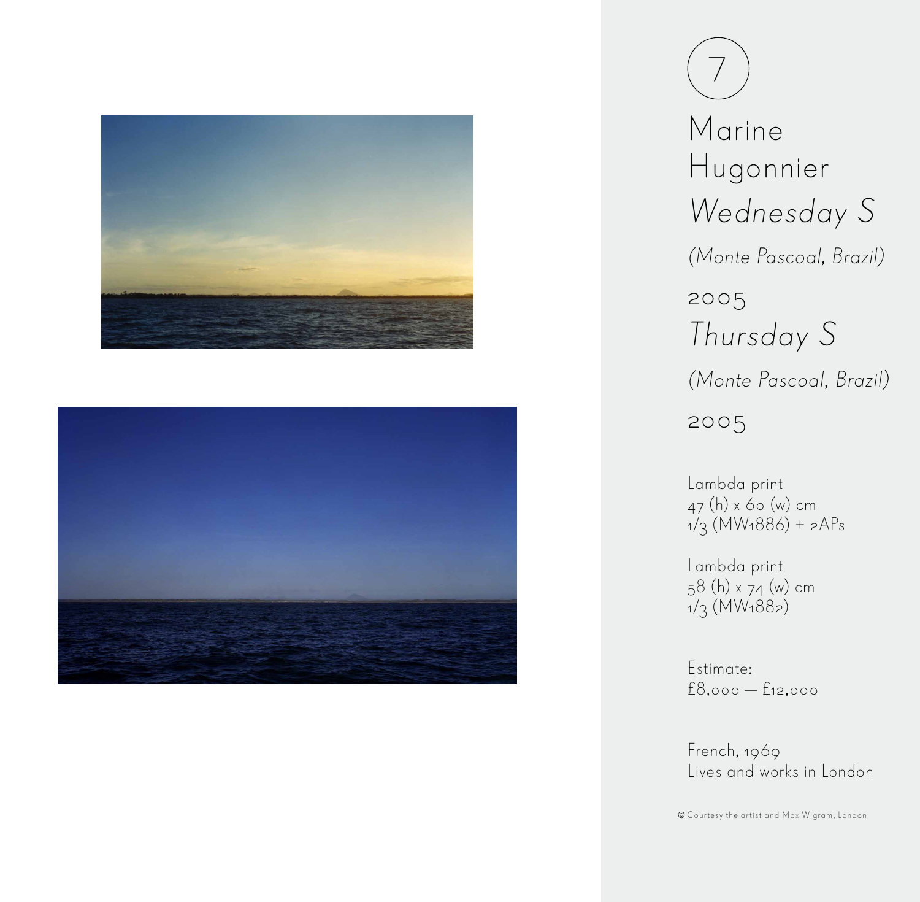7

# Marine Hugonnier

*Wednesday S*

*(Monte Pascoal, Brazil)*

2005

*Thursday S*

*(Monte Pascoal, Brazil)*

2005

Lambda print
47 (h) x 60 (w) cm
1/3 (MW1886) + 2APs

Lambda print
58 (h) x 74 (w) cm
1/3 (MW1882)

Estimate:
£8,000 — £12,000

French, 1969
Lives and works in London

© Courtesy the artist and Max Wigram, London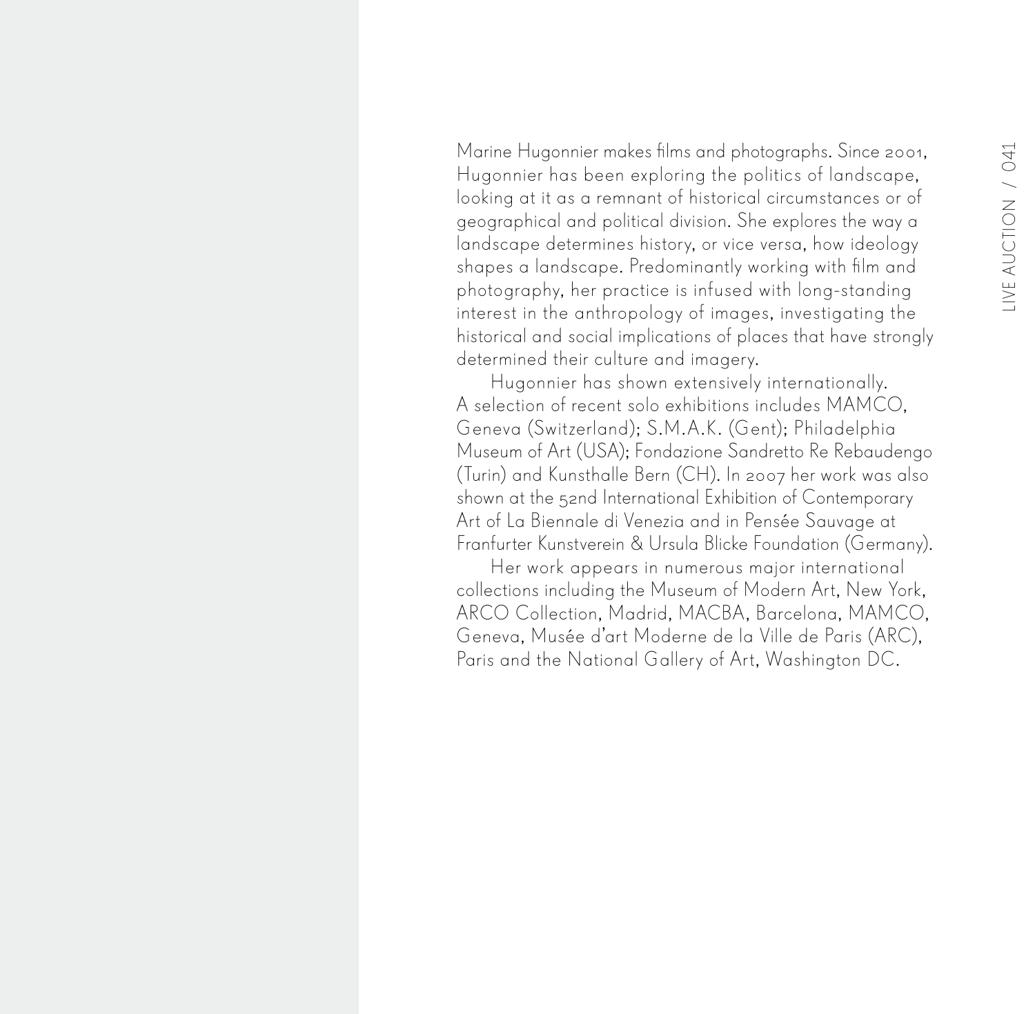Marine Hugonnier makes films and photographs. Since 2001, Hugonnier has been exploring the politics of landscape, looking at it as a remnant of historical circumstances or of geographical and political division. She explores the way a landscape determines history, or vice versa, how ideology shapes a landscape. Predominantly working with film and photography, her practice is infused with long-standing interest in the anthropology of images, investigating the historical and social implications of places that have strongly determined their culture and imagery.

Hugonnier has shown extensively internationally. A selection of recent solo exhibitions includes MAMCO, Geneva (Switzerland); S.M.A.K. (Gent); Philadelphia Museum of Art (USA); Fondazione Sandretto Re Rebaudengo (Turin) and Kunsthalle Bern (CH). In 2007 her work was also shown at the 52nd International Exhibition of Contemporary Art of La Biennale di Venezia and in Pensée Sauvage at Franfurter Kunstverein & Ursula Blicke Foundation (Germany).

Her work appears in numerous major international collections including the Museum of Modern Art, New York, ARCO Collection, Madrid, MACBA, Barcelona, MAMCO, Geneva, Musée d'art Moderne de la Ville de Paris (ARC), Paris and the National Gallery of Art, Washington DC.